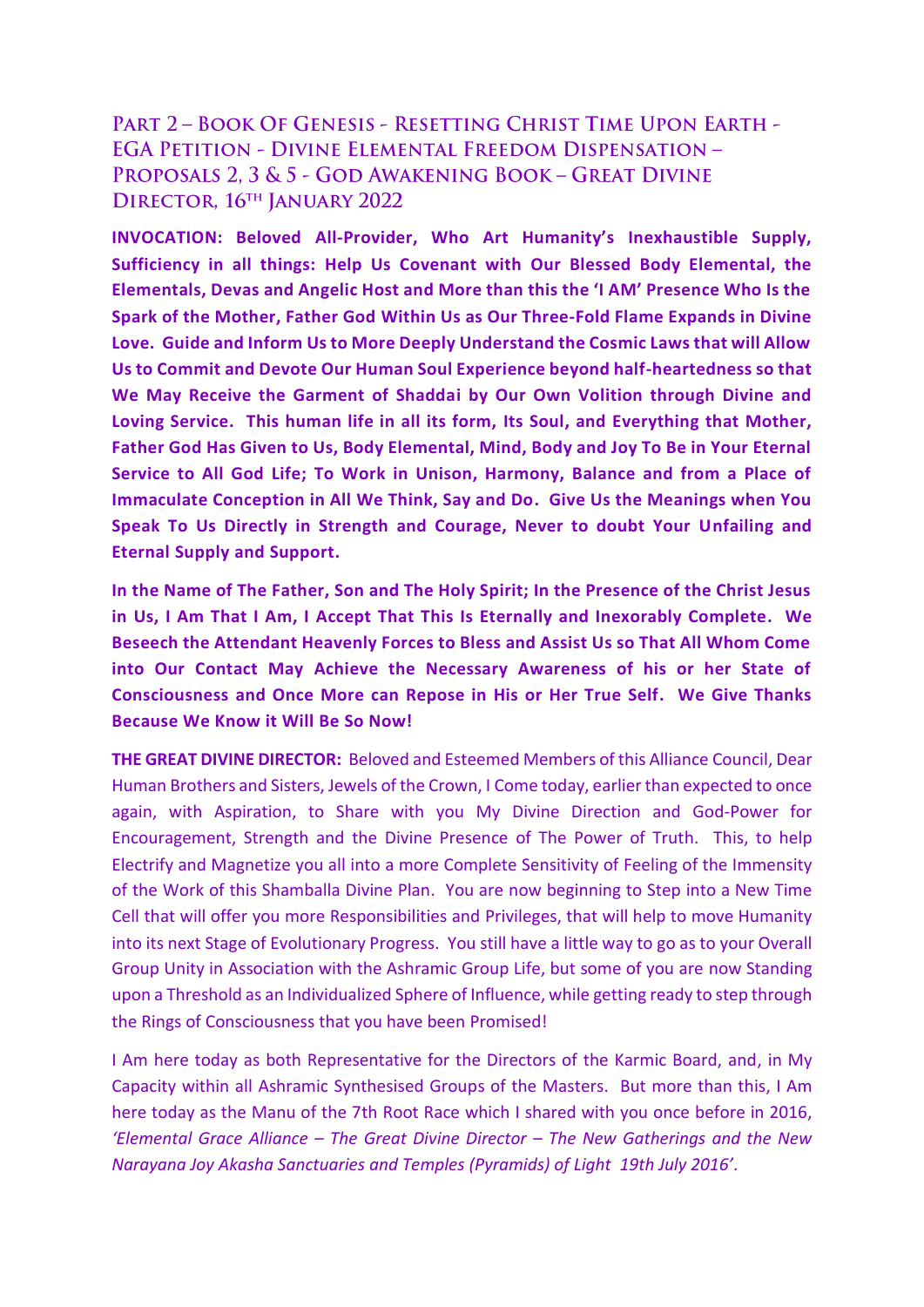# Part 2 – Book Of Genesis - Resetting Christ Time Upon Earth - EGA Petition - Divine Elemental Freedom Dispensation – Proposals 2, 3 & 5 - God Awakening Book – Great Divine Director, 16th January 2022

**INVOCATION: Beloved All-Provider, Who Art Humanity's Inexhaustible Supply, Sufficiency in all things: Help Us Covenant with Our Blessed Body Elemental, the Elementals, Devas and Angelic Host and More than this the 'I AM' Presence Who Is the Spark of the Mother, Father God Within Us as Our Three-Fold Flame Expands in Divine Love. Guide and Inform Us to More Deeply Understand the Cosmic Laws that will Allow Us to Commit and Devote Our Human Soul Experience beyond half-heartedness so that We May Receive the Garment of Shaddai by Our Own Volition through Divine and Loving Service. This human life in all its form, Its Soul, and Everything that Mother, Father God Has Given to Us, Body Elemental, Mind, Body and Joy To Be in Your Eternal Service to All God Life; To Work in Unison, Harmony, Balance and from a Place of Immaculate Conception in All We Think, Say and Do. Give Us the Meanings when You Speak To Us Directly in Strength and Courage, Never to doubt Your Unfailing and Eternal Supply and Support.**

**In the Name of The Father, Son and The Holy Spirit; In the Presence of the Christ Jesus in Us, I Am That I Am, I Accept That This Is Eternally and Inexorably Complete. We Beseech the Attendant Heavenly Forces to Bless and Assist Us so That All Whom Come into Our Contact May Achieve the Necessary Awareness of his or her State of Consciousness and Once More can Repose in His or Her True Self. We Give Thanks Because We Know it Will Be So Now!**

**THE GREAT DIVINE DIRECTOR:** Beloved and Esteemed Members of this Alliance Council, Dear Human Brothers and Sisters, Jewels of the Crown, I Come today, earlier than expected to once again, with Aspiration, to Share with you My Divine Direction and God-Power for Encouragement, Strength and the Divine Presence of The Power of Truth. This, to help Electrify and Magnetize you all into a more Complete Sensitivity of Feeling of the Immensity of the Work of this Shamballa Divine Plan. You are now beginning to Step into a New Time Cell that will offer you more Responsibilities and Privileges, that will help to move Humanity into its next Stage of Evolutionary Progress. You still have a little way to go as to your Overall Group Unity in Association with the Ashramic Group Life, but some of you are now Standing upon a Threshold as an Individualized Sphere of Influence, while getting ready to step through the Rings of Consciousness that you have been Promised!

I Am here today as both Representative for the Directors of the Karmic Board, and, in My Capacity within all Ashramic Synthesised Groups of the Masters. But more than this, I Am here today as the Manu of the 7th Root Race which I shared with you once before in 2016, *'Elemental Grace Alliance – The Great Divine Director – The New Gatherings and the New Narayana Joy Akasha Sanctuaries and Temples (Pyramids) of Light 19th July 2016'*.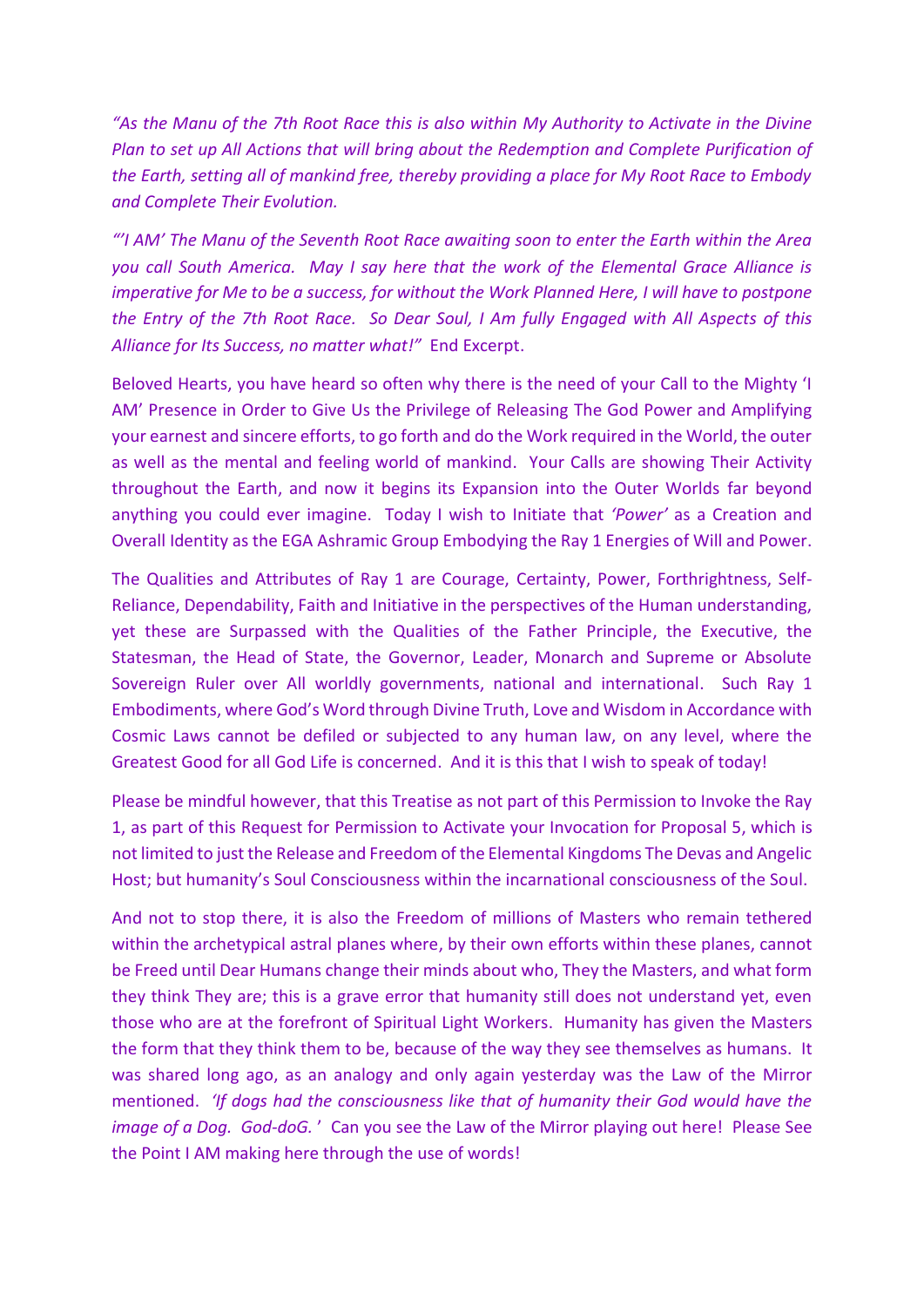*"As the Manu of the 7th Root Race this is also within My Authority to Activate in the Divine Plan to set up All Actions that will bring about the Redemption and Complete Purification of the Earth, setting all of mankind free, thereby providing a place for My Root Race to Embody and Complete Their Evolution.*

*"'I AM' The Manu of the Seventh Root Race awaiting soon to enter the Earth within the Area you call South America. May I say here that the work of the Elemental Grace Alliance is imperative for Me to be a success, for without the Work Planned Here, I will have to postpone the Entry of the 7th Root Race. So Dear Soul, I Am fully Engaged with All Aspects of this Alliance for Its Success, no matter what!"* End Excerpt.

Beloved Hearts, you have heard so often why there is the need of your Call to the Mighty 'I AM' Presence in Order to Give Us the Privilege of Releasing The God Power and Amplifying your earnest and sincere efforts, to go forth and do the Work required in the World, the outer as well as the mental and feeling world of mankind. Your Calls are showing Their Activity throughout the Earth, and now it begins its Expansion into the Outer Worlds far beyond anything you could ever imagine. Today I wish to Initiate that *'Power'* as a Creation and Overall Identity as the EGA Ashramic Group Embodying the Ray 1 Energies of Will and Power.

The Qualities and Attributes of Ray 1 are Courage, Certainty, Power, Forthrightness, Self-Reliance, Dependability, Faith and Initiative in the perspectives of the Human understanding, yet these are Surpassed with the Qualities of the Father Principle, the Executive, the Statesman, the Head of State, the Governor, Leader, Monarch and Supreme or Absolute Sovereign Ruler over All worldly governments, national and international. Such Ray 1 Embodiments, where God's Word through Divine Truth, Love and Wisdom in Accordance with Cosmic Laws cannot be defiled or subjected to any human law, on any level, where the Greatest Good for all God Life is concerned. And it is this that I wish to speak of today!

Please be mindful however, that this Treatise as not part of this Permission to Invoke the Ray 1, as part of this Request for Permission to Activate your Invocation for Proposal 5, which is not limited to just the Release and Freedom of the Elemental Kingdoms The Devas and Angelic Host; but humanity's Soul Consciousness within the incarnational consciousness of the Soul.

And not to stop there, it is also the Freedom of millions of Masters who remain tethered within the archetypical astral planes where, by their own efforts within these planes, cannot be Freed until Dear Humans change their minds about who, They the Masters, and what form they think They are; this is a grave error that humanity still does not understand yet, even those who are at the forefront of Spiritual Light Workers. Humanity has given the Masters the form that they think them to be, because of the way they see themselves as humans. It was shared long ago, as an analogy and only again yesterday was the Law of the Mirror mentioned. *'If dogs had the consciousness like that of humanity their God would have the image of a Dog. God-doG.'* Can you see the Law of the Mirror playing out here! Please See the Point I AM making here through the use of words!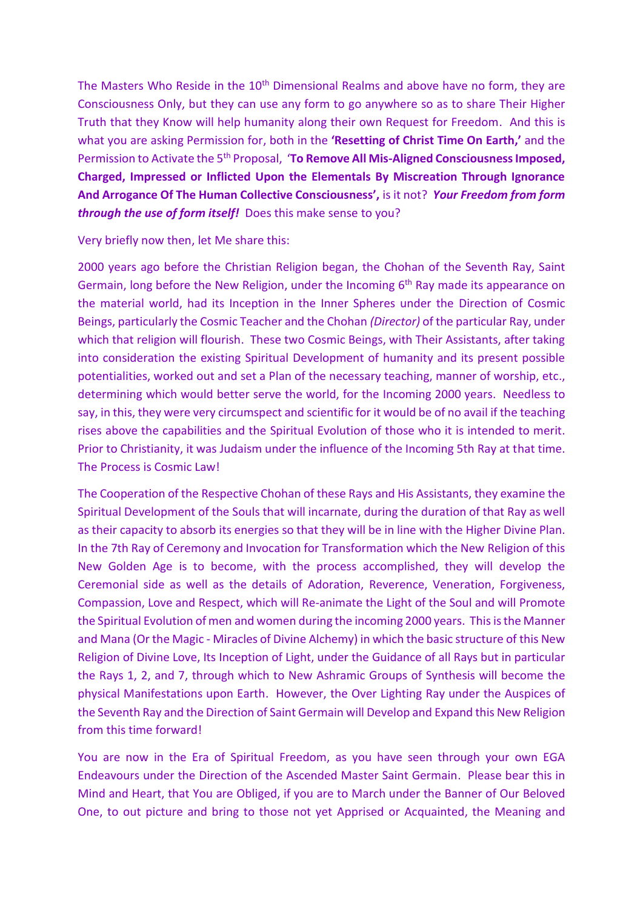The Masters Who Reside in the 10th Dimensional Realms and above have no form, they are Consciousness Only, but they can use any form to go anywhere so as to share Their Higher Truth that they Know will help humanity along their own Request for Freedom. And this is what you are asking Permission for, both in the **'Resetting of Christ Time On Earth,'** and the Permission to Activate the 5th Proposal, '**To Remove All Mis-Aligned Consciousness Imposed, Charged, Impressed or Inflicted Upon the Elementals By Miscreation Through Ignorance And Arrogance Of The Human Collective Consciousness',** is it not? ***Your Freedom from form through the use of form itself!*** Does this make sense to you?

Very briefly now then, let Me share this:

2000 years ago before the Christian Religion began, the Chohan of the Seventh Ray, Saint Germain, long before the New Religion, under the Incoming 6th Ray made its appearance on the material world, had its Inception in the Inner Spheres under the Direction of Cosmic Beings, particularly the Cosmic Teacher and the Chohan *(Director)* of the particular Ray, under which that religion will flourish. These two Cosmic Beings, with Their Assistants, after taking into consideration the existing Spiritual Development of humanity and its present possible potentialities, worked out and set a Plan of the necessary teaching, manner of worship, etc., determining which would better serve the world, for the Incoming 2000 years. Needless to say, in this, they were very circumspect and scientific for it would be of no avail if the teaching rises above the capabilities and the Spiritual Evolution of those who it is intended to merit. Prior to Christianity, it was Judaism under the influence of the Incoming 5th Ray at that time. The Process is Cosmic Law!

The Cooperation of the Respective Chohan of these Rays and His Assistants, they examine the Spiritual Development of the Souls that will incarnate, during the duration of that Ray as well as their capacity to absorb its energies so that they will be in line with the Higher Divine Plan. In the 7th Ray of Ceremony and Invocation for Transformation which the New Religion of this New Golden Age is to become, with the process accomplished, they will develop the Ceremonial side as well as the details of Adoration, Reverence, Veneration, Forgiveness, Compassion, Love and Respect, which will Re-animate the Light of the Soul and will Promote the Spiritual Evolution of men and women during the incoming 2000 years. This is the Manner and Mana (Or the Magic - Miracles of Divine Alchemy) in which the basic structure of this New Religion of Divine Love, Its Inception of Light, under the Guidance of all Rays but in particular the Rays 1, 2, and 7, through which to New Ashramic Groups of Synthesis will become the physical Manifestations upon Earth. However, the Over Lighting Ray under the Auspices of the Seventh Ray and the Direction of Saint Germain will Develop and Expand this New Religion from this time forward!

You are now in the Era of Spiritual Freedom, as you have seen through your own EGA Endeavours under the Direction of the Ascended Master Saint Germain. Please bear this in Mind and Heart, that You are Obliged, if you are to March under the Banner of Our Beloved One, to out picture and bring to those not yet Apprised or Acquainted, the Meaning and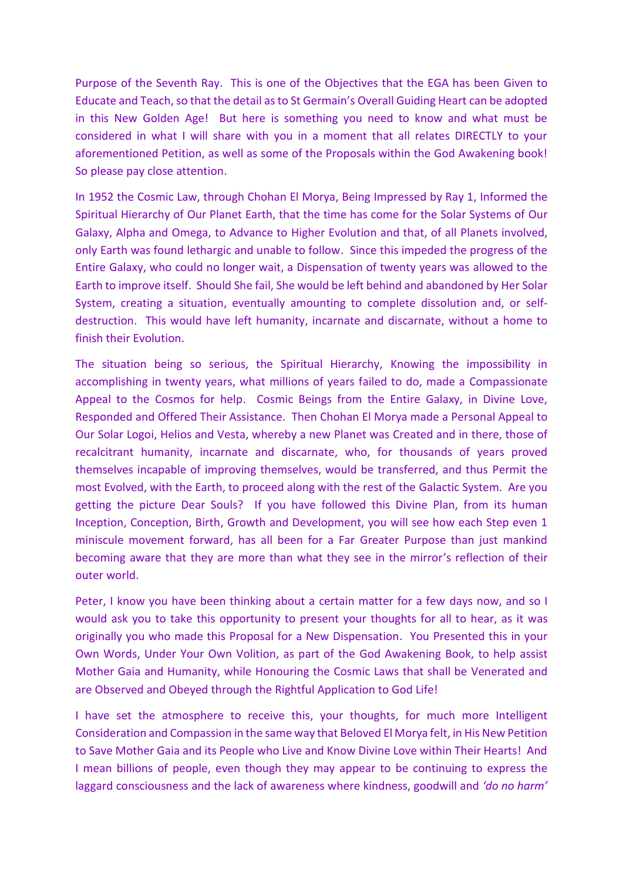Purpose of the Seventh Ray. This is one of the Objectives that the EGA has been Given to Educate and Teach, so that the detail as to St Germain's Overall Guiding Heart can be adopted in this New Golden Age! But here is something you need to know and what must be considered in what I will share with you in a moment that all relates DIRECTLY to your aforementioned Petition, as well as some of the Proposals within the God Awakening book! So please pay close attention.

In 1952 the Cosmic Law, through Chohan El Morya, Being Impressed by Ray 1, Informed the Spiritual Hierarchy of Our Planet Earth, that the time has come for the Solar Systems of Our Galaxy, Alpha and Omega, to Advance to Higher Evolution and that, of all Planets involved, only Earth was found lethargic and unable to follow. Since this impeded the progress of the Entire Galaxy, who could no longer wait, a Dispensation of twenty years was allowed to the Earth to improve itself. Should She fail, She would be left behind and abandoned by Her Solar System, creating a situation, eventually amounting to complete dissolution and, or self-destruction. This would have left humanity, incarnate and discarnate, without a home to finish their Evolution.

The situation being so serious, the Spiritual Hierarchy, Knowing the impossibility in accomplishing in twenty years, what millions of years failed to do, made a Compassionate Appeal to the Cosmos for help. Cosmic Beings from the Entire Galaxy, in Divine Love, Responded and Offered Their Assistance. Then Chohan El Morya made a Personal Appeal to Our Solar Logoi, Helios and Vesta, whereby a new Planet was Created and in there, those of recalcitrant humanity, incarnate and discarnate, who, for thousands of years proved themselves incapable of improving themselves, would be transferred, and thus Permit the most Evolved, with the Earth, to proceed along with the rest of the Galactic System. Are you getting the picture Dear Souls? If you have followed this Divine Plan, from its human Inception, Conception, Birth, Growth and Development, you will see how each Step even 1 miniscule movement forward, has all been for a Far Greater Purpose than just mankind becoming aware that they are more than what they see in the mirror's reflection of their outer world.

Peter, I know you have been thinking about a certain matter for a few days now, and so I would ask you to take this opportunity to present your thoughts for all to hear, as it was originally you who made this Proposal for a New Dispensation. You Presented this in your Own Words, Under Your Own Volition, as part of the God Awakening Book, to help assist Mother Gaia and Humanity, while Honouring the Cosmic Laws that shall be Venerated and are Observed and Obeyed through the Rightful Application to God Life!

I have set the atmosphere to receive this, your thoughts, for much more Intelligent Consideration and Compassion in the same way that Beloved El Morya felt, in His New Petition to Save Mother Gaia and its People who Live and Know Divine Love within Their Hearts! And I mean billions of people, even though they may appear to be continuing to express the laggard consciousness and the lack of awareness where kindness, goodwill and *'do no harm'*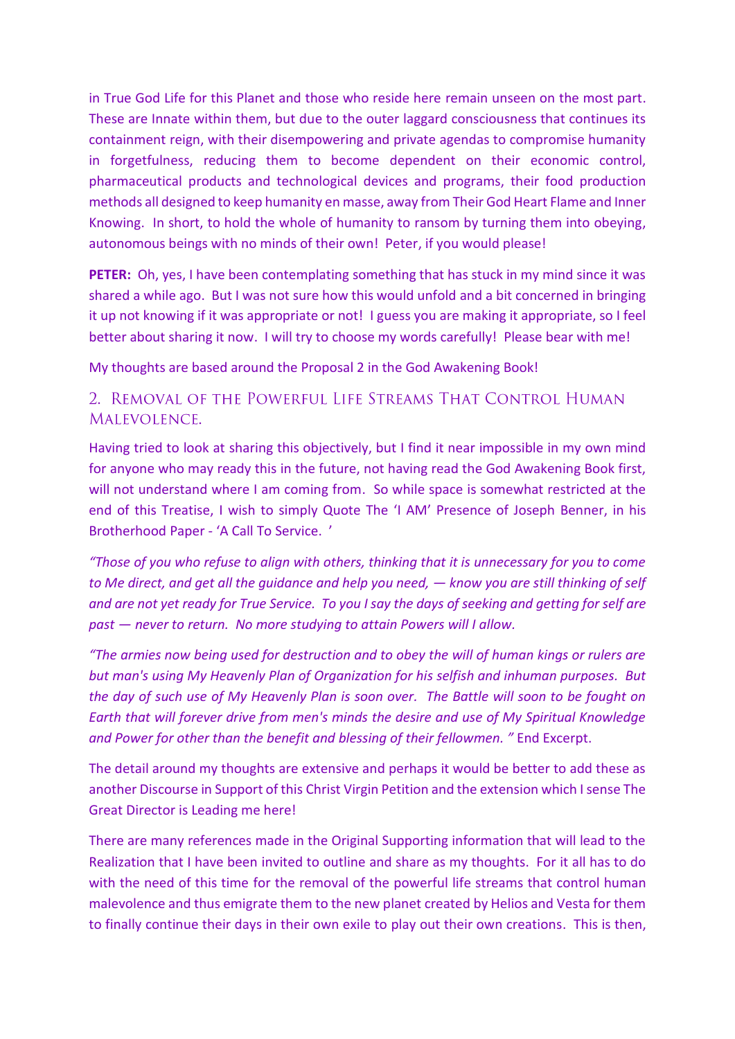in True God Life for this Planet and those who reside here remain unseen on the most part. These are Innate within them, but due to the outer laggard consciousness that continues its containment reign, with their disempowering and private agendas to compromise humanity in forgetfulness, reducing them to become dependent on their economic control, pharmaceutical products and technological devices and programs, their food production methods all designed to keep humanity en masse, away from Their God Heart Flame and Inner Knowing. In short, to hold the whole of humanity to ransom by turning them into obeying, autonomous beings with no minds of their own! Peter, if you would please!

**PETER:** Oh, yes, I have been contemplating something that has stuck in my mind since it was shared a while ago. But I was not sure how this would unfold and a bit concerned in bringing it up not knowing if it was appropriate or not! I guess you are making it appropriate, so I feel better about sharing it now. I will try to choose my words carefully! Please bear with me!

My thoughts are based around the Proposal 2 in the God Awakening Book!

## 2. Removal of the Powerful Life Streams That Control Human Malevolence.

Having tried to look at sharing this objectively, but I find it near impossible in my own mind for anyone who may ready this in the future, not having read the God Awakening Book first, will not understand where I am coming from. So while space is somewhat restricted at the end of this Treatise, I wish to simply Quote The 'I AM' Presence of Joseph Benner, in his Brotherhood Paper - 'A Call To Service. '

*"Those of you who refuse to align with others, thinking that it is unnecessary for you to come to Me direct, and get all the guidance and help you need, — know you are still thinking of self and are not yet ready for True Service. To you I say the days of seeking and getting for self are past — never to return. No more studying to attain Powers will I allow.*

*"The armies now being used for destruction and to obey the will of human kings or rulers are but man's using My Heavenly Plan of Organization for his selfish and inhuman purposes. But the day of such use of My Heavenly Plan is soon over. The Battle will soon to be fought on Earth that will forever drive from men's minds the desire and use of My Spiritual Knowledge and Power for other than the benefit and blessing of their fellowmen. "* End Excerpt.

The detail around my thoughts are extensive and perhaps it would be better to add these as another Discourse in Support of this Christ Virgin Petition and the extension which I sense The Great Director is Leading me here!

There are many references made in the Original Supporting information that will lead to the Realization that I have been invited to outline and share as my thoughts. For it all has to do with the need of this time for the removal of the powerful life streams that control human malevolence and thus emigrate them to the new planet created by Helios and Vesta for them to finally continue their days in their own exile to play out their own creations. This is then,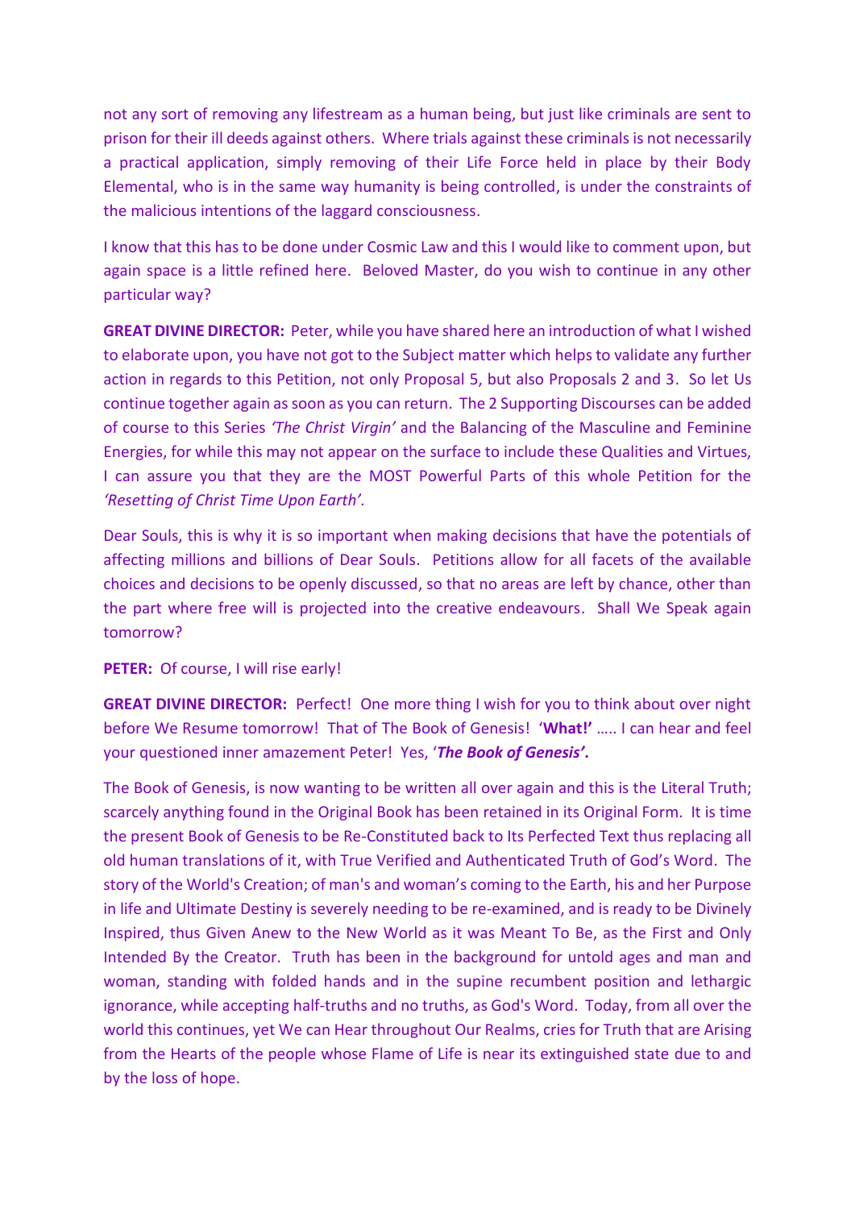not any sort of removing any lifestream as a human being, but just like criminals are sent to prison for their ill deeds against others. Where trials against these criminals is not necessarily a practical application, simply removing of their Life Force held in place by their Body Elemental, who is in the same way humanity is being controlled, is under the constraints of the malicious intentions of the laggard consciousness.

I know that this has to be done under Cosmic Law and this I would like to comment upon, but again space is a little refined here. Beloved Master, do you wish to continue in any other particular way?

**GREAT DIVINE DIRECTOR:** Peter, while you have shared here an introduction of what I wished to elaborate upon, you have not got to the Subject matter which helps to validate any further action in regards to this Petition, not only Proposal 5, but also Proposals 2 and 3. So let Us continue together again as soon as you can return. The 2 Supporting Discourses can be added of course to this Series *'The Christ Virgin'* and the Balancing of the Masculine and Feminine Energies, for while this may not appear on the surface to include these Qualities and Virtues, I can assure you that they are the MOST Powerful Parts of this whole Petition for the *'Resetting of Christ Time Upon Earth'.*

Dear Souls, this is why it is so important when making decisions that have the potentials of affecting millions and billions of Dear Souls. Petitions allow for all facets of the available choices and decisions to be openly discussed, so that no areas are left by chance, other than the part where free will is projected into the creative endeavours. Shall We Speak again tomorrow?

**PETER:** Of course, I will rise early!

**GREAT DIVINE DIRECTOR:** Perfect! One more thing I wish for you to think about over night before We Resume tomorrow! That of The Book of Genesis! '**What!'** ….. I can hear and feel your questioned inner amazement Peter! Yes, '***The Book of Genesis'.***

The Book of Genesis, is now wanting to be written all over again and this is the Literal Truth; scarcely anything found in the Original Book has been retained in its Original Form. It is time the present Book of Genesis to be Re-Constituted back to Its Perfected Text thus replacing all old human translations of it, with True Verified and Authenticated Truth of God's Word. The story of the World's Creation; of man's and woman's coming to the Earth, his and her Purpose in life and Ultimate Destiny is severely needing to be re-examined, and is ready to be Divinely Inspired, thus Given Anew to the New World as it was Meant To Be, as the First and Only Intended By the Creator. Truth has been in the background for untold ages and man and woman, standing with folded hands and in the supine recumbent position and lethargic ignorance, while accepting half-truths and no truths, as God's Word. Today, from all over the world this continues, yet We can Hear throughout Our Realms, cries for Truth that are Arising from the Hearts of the people whose Flame of Life is near its extinguished state due to and by the loss of hope.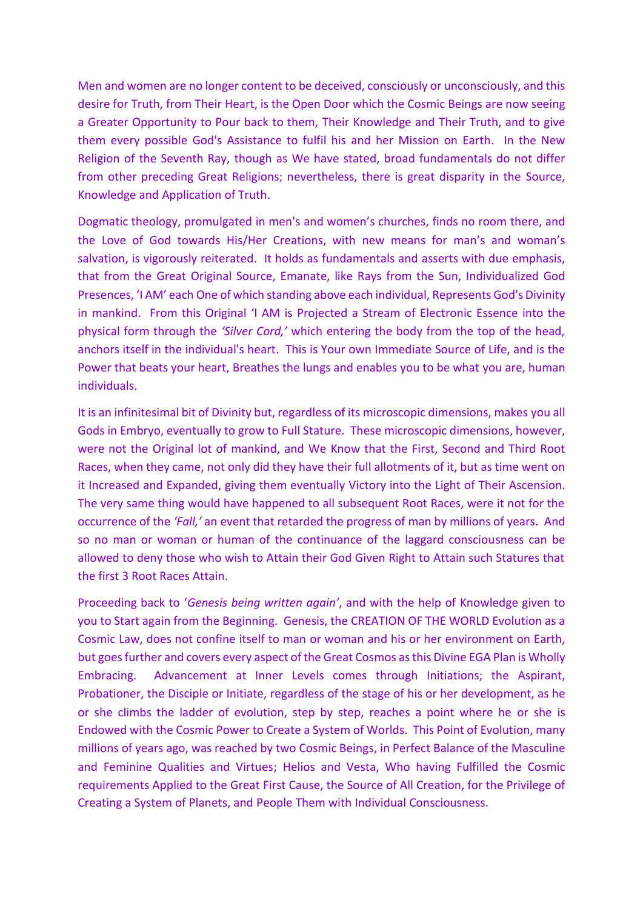Men and women are no longer content to be deceived, consciously or unconsciously, and this desire for Truth, from Their Heart, is the Open Door which the Cosmic Beings are now seeing a Greater Opportunity to Pour back to them, Their Knowledge and Their Truth, and to give them every possible God's Assistance to fulfil his and her Mission on Earth. In the New Religion of the Seventh Ray, though as We have stated, broad fundamentals do not differ from other preceding Great Religions; nevertheless, there is great disparity in the Source, Knowledge and Application of Truth.

Dogmatic theology, promulgated in men's and women's churches, finds no room there, and the Love of God towards His/Her Creations, with new means for man's and woman's salvation, is vigorously reiterated. It holds as fundamentals and asserts with due emphasis, that from the Great Original Source, Emanate, like Rays from the Sun, Individualized God Presences, 'I AM' each One of which standing above each individual, Represents God's Divinity in mankind. From this Original 'I AM is Projected a Stream of Electronic Essence into the physical form through the *'Silver Cord,'* which entering the body from the top of the head, anchors itself in the individual's heart. This is Your own Immediate Source of Life, and is the Power that beats your heart, Breathes the lungs and enables you to be what you are, human individuals.

It is an infinitesimal bit of Divinity but, regardless of its microscopic dimensions, makes you all Gods in Embryo, eventually to grow to Full Stature. These microscopic dimensions, however, were not the Original lot of mankind, and We Know that the First, Second and Third Root Races, when they came, not only did they have their full allotments of it, but as time went on it Increased and Expanded, giving them eventually Victory into the Light of Their Ascension. The very same thing would have happened to all subsequent Root Races, were it not for the occurrence of the *'Fall,'* an event that retarded the progress of man by millions of years. And so no man or woman or human of the continuance of the laggard consciousness can be allowed to deny those who wish to Attain their God Given Right to Attain such Statures that the first 3 Root Races Attain.

Proceeding back to '*Genesis being written again*', and with the help of Knowledge given to you to Start again from the Beginning. Genesis, the CREATION OF THE WORLD Evolution as a Cosmic Law, does not confine itself to man or woman and his or her environment on Earth, but goes further and covers every aspect of the Great Cosmos as this Divine EGA Plan is Wholly Embracing. Advancement at Inner Levels comes through Initiations; the Aspirant, Probationer, the Disciple or Initiate, regardless of the stage of his or her development, as he or she climbs the ladder of evolution, step by step, reaches a point where he or she is Endowed with the Cosmic Power to Create a System of Worlds. This Point of Evolution, many millions of years ago, was reached by two Cosmic Beings, in Perfect Balance of the Masculine and Feminine Qualities and Virtues; Helios and Vesta, Who having Fulfilled the Cosmic requirements Applied to the Great First Cause, the Source of All Creation, for the Privilege of Creating a System of Planets, and People Them with Individual Consciousness.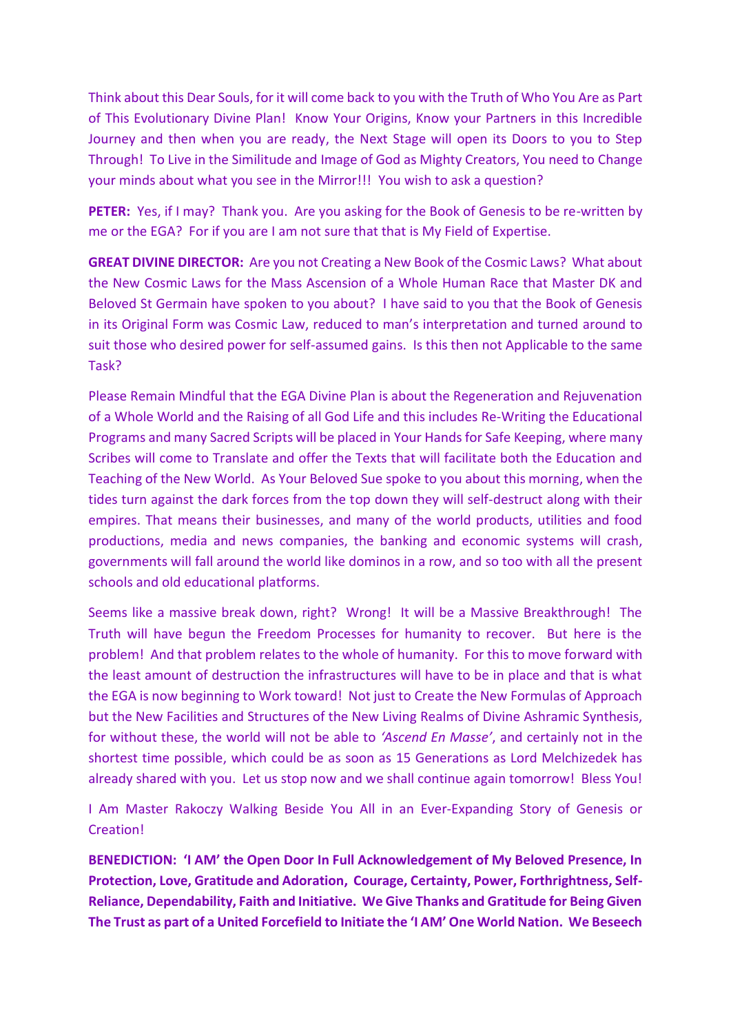Think about this Dear Souls, for it will come back to you with the Truth of Who You Are as Part of This Evolutionary Divine Plan! Know Your Origins, Know your Partners in this Incredible Journey and then when you are ready, the Next Stage will open its Doors to you to Step Through! To Live in the Similitude and Image of God as Mighty Creators, You need to Change your minds about what you see in the Mirror!!! You wish to ask a question?

**PETER:** Yes, if I may? Thank you. Are you asking for the Book of Genesis to be re-written by me or the EGA? For if you are I am not sure that that is My Field of Expertise.

**GREAT DIVINE DIRECTOR:** Are you not Creating a New Book of the Cosmic Laws? What about the New Cosmic Laws for the Mass Ascension of a Whole Human Race that Master DK and Beloved St Germain have spoken to you about? I have said to you that the Book of Genesis in its Original Form was Cosmic Law, reduced to man's interpretation and turned around to suit those who desired power for self-assumed gains. Is this then not Applicable to the same Task?

Please Remain Mindful that the EGA Divine Plan is about the Regeneration and Rejuvenation of a Whole World and the Raising of all God Life and this includes Re-Writing the Educational Programs and many Sacred Scripts will be placed in Your Hands for Safe Keeping, where many Scribes will come to Translate and offer the Texts that will facilitate both the Education and Teaching of the New World. As Your Beloved Sue spoke to you about this morning, when the tides turn against the dark forces from the top down they will self-destruct along with their empires. That means their businesses, and many of the world products, utilities and food productions, media and news companies, the banking and economic systems will crash, governments will fall around the world like dominos in a row, and so too with all the present schools and old educational platforms.

Seems like a massive break down, right? Wrong! It will be a Massive Breakthrough! The Truth will have begun the Freedom Processes for humanity to recover. But here is the problem! And that problem relates to the whole of humanity. For this to move forward with the least amount of destruction the infrastructures will have to be in place and that is what the EGA is now beginning to Work toward! Not just to Create the New Formulas of Approach but the New Facilities and Structures of the New Living Realms of Divine Ashramic Synthesis, for without these, the world will not be able to *'Ascend En Masse'*, and certainly not in the shortest time possible, which could be as soon as 15 Generations as Lord Melchizedek has already shared with you. Let us stop now and we shall continue again tomorrow! Bless You!

I Am Master Rakoczy Walking Beside You All in an Ever-Expanding Story of Genesis or Creation!

**BENEDICTION: 'I AM' the Open Door In Full Acknowledgement of My Beloved Presence, In Protection, Love, Gratitude and Adoration, Courage, Certainty, Power, Forthrightness, Self-Reliance, Dependability, Faith and Initiative. We Give Thanks and Gratitude for Being Given The Trust as part of a United Forcefield to Initiate the 'I AM' One World Nation. We Beseech**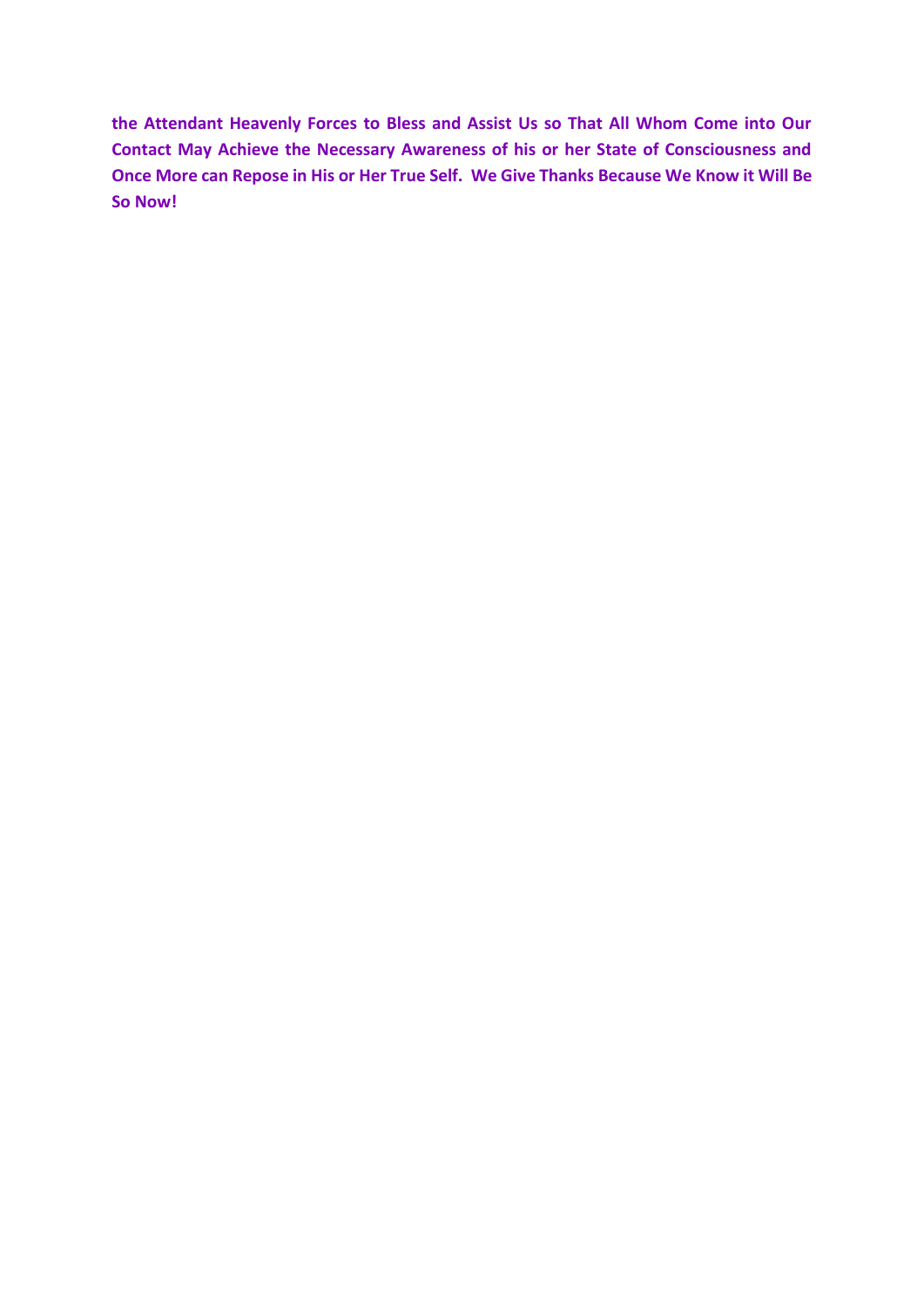**the Attendant Heavenly Forces to Bless and Assist Us so That All Whom Come into Our Contact May Achieve the Necessary Awareness of his or her State of Consciousness and Once More can Repose in His or Her True Self. We Give Thanks Because We Know it Will Be So Now!**